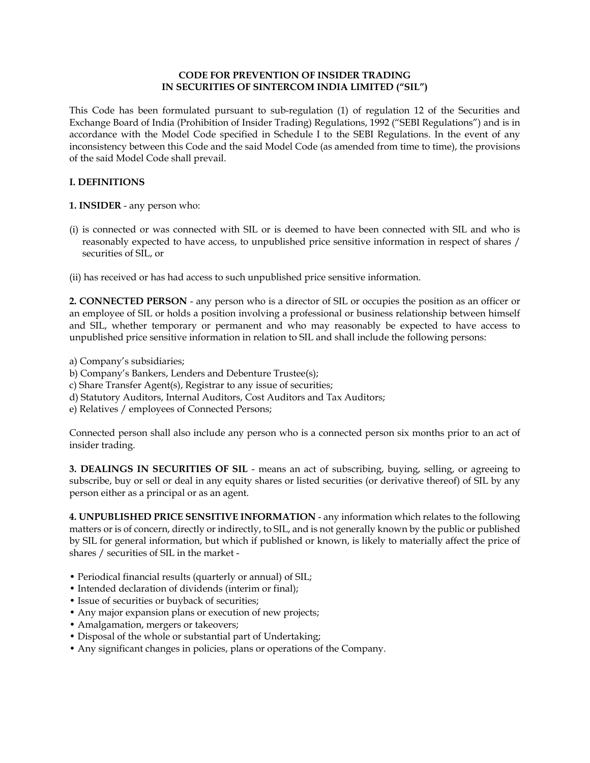# CODE FOR PREVENTION OF INSIDER TRADING IN SECURITIES OF SINTERCOM INDIA LIMITED ("SIL")

This Code has been formulated pursuant to sub-regulation (1) of regulation 12 of the Securities and Exchange Board of India (Prohibition of Insider Trading) Regulations, 1992 ("SEBI Regulations") and is in accordance with the Model Code specified in Schedule I to the SEBI Regulations. In the event of any inconsistency between this Code and the said Model Code (as amended from time to time), the provisions of the said Model Code shall prevail.

## I. DEFINITIONS

**1. INSIDER** - any person who:

(i) is connected or was connected with SIL or is deemed to have been connected with SIL and who is reasonably expected to have access, to unpublished price sensitive information in respect of shares / securities of SIL, or

(ii) has received or has had access to such unpublished price sensitive information.

**2. CONNECTED PERSON** - any person who is a director of SIL or occupies the position as an officer or an employee of SIL or holds a position involving a professional or business relationship between himself and SIL, whether temporary or permanent and who may reasonably be expected to have access to unpublished price sensitive information in relation to SIL and shall include the following persons:

a) Company's subsidiaries;
b) Company's Bankers, Lenders and Debenture Trustee(s);
c) Share Transfer Agent(s), Registrar to any issue of securities;
d) Statutory Auditors, Internal Auditors, Cost Auditors and Tax Auditors;
e) Relatives / employees of Connected Persons;

Connected person shall also include any person who is a connected person six months prior to an act of insider trading.

**3. DEALINGS IN SECURITIES OF SIL** - means an act of subscribing, buying, selling, or agreeing to subscribe, buy or sell or deal in any equity shares or listed securities (or derivative thereof) of SIL by any person either as a principal or as an agent.

**4. UNPUBLISHED PRICE SENSITIVE INFORMATION** - any information which relates to the following matters or is of concern, directly or indirectly, to SIL, and is not generally known by the public or published by SIL for general information, but which if published or known, is likely to materially affect the price of shares / securities of SIL in the market -

- Periodical financial results (quarterly or annual) of SIL;
- Intended declaration of dividends (interim or final);
- Issue of securities or buyback of securities;
- Any major expansion plans or execution of new projects;
- Amalgamation, mergers or takeovers;
- Disposal of the whole or substantial part of Undertaking;
- Any significant changes in policies, plans or operations of the Company.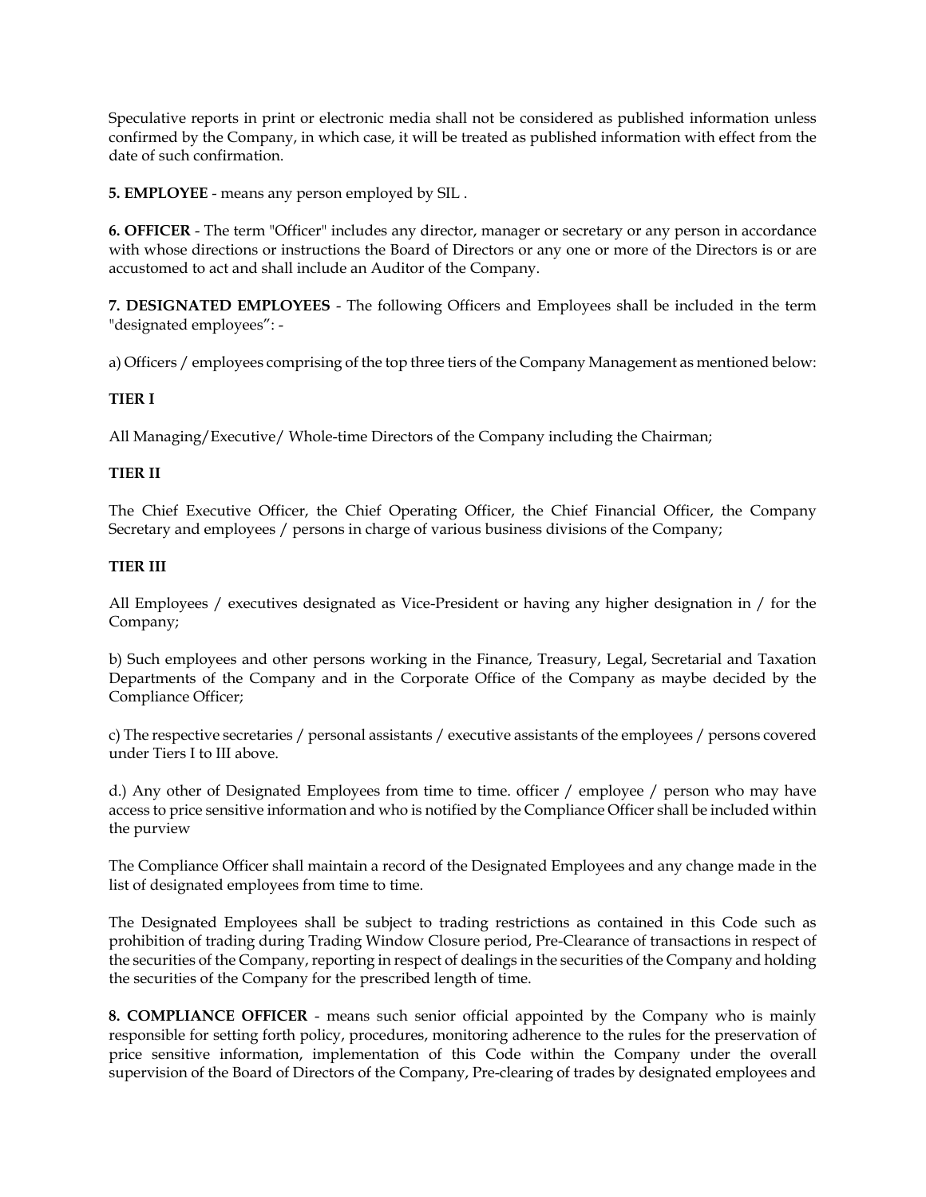Speculative reports in print or electronic media shall not be considered as published information unless confirmed by the Company, in which case, it will be treated as published information with effect from the date of such confirmation.

**5. EMPLOYEE** - means any person employed by SIL .

**6. OFFICER** - The term "Officer" includes any director, manager or secretary or any person in accordance with whose directions or instructions the Board of Directors or any one or more of the Directors is or are accustomed to act and shall include an Auditor of the Company.

**7. DESIGNATED EMPLOYEES** - The following Officers and Employees shall be included in the term "designated employees": -

a) Officers / employees comprising of the top three tiers of the Company Management as mentioned below:

**TIER I**

All Managing/Executive/ Whole-time Directors of the Company including the Chairman;

**TIER II**

The Chief Executive Officer, the Chief Operating Officer, the Chief Financial Officer, the Company Secretary and employees / persons in charge of various business divisions of the Company;

**TIER III**

All Employees / executives designated as Vice-President or having any higher designation in / for the Company;

b) Such employees and other persons working in the Finance, Treasury, Legal, Secretarial and Taxation Departments of the Company and in the Corporate Office of the Company as maybe decided by the Compliance Officer;

c) The respective secretaries / personal assistants / executive assistants of the employees / persons covered under Tiers I to III above.

d.) Any other of Designated Employees from time to time. officer / employee / person who may have access to price sensitive information and who is notified by the Compliance Officer shall be included within the purview

The Compliance Officer shall maintain a record of the Designated Employees and any change made in the list of designated employees from time to time.

The Designated Employees shall be subject to trading restrictions as contained in this Code such as prohibition of trading during Trading Window Closure period, Pre-Clearance of transactions in respect of the securities of the Company, reporting in respect of dealings in the securities of the Company and holding the securities of the Company for the prescribed length of time.

**8. COMPLIANCE OFFICER** - means such senior official appointed by the Company who is mainly responsible for setting forth policy, procedures, monitoring adherence to the rules for the preservation of price sensitive information, implementation of this Code within the Company under the overall supervision of the Board of Directors of the Company, Pre-clearing of trades by designated employees and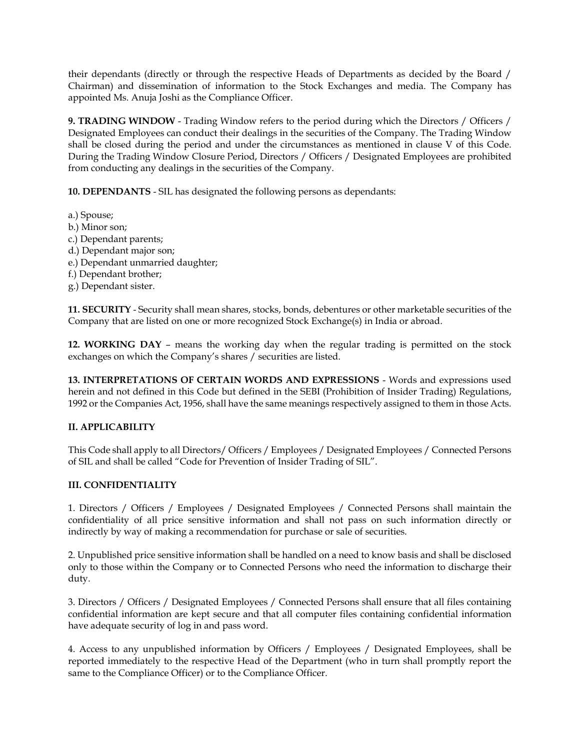their dependants (directly or through the respective Heads of Departments as decided by the Board / Chairman) and dissemination of information to the Stock Exchanges and media. The Company has appointed Ms. Anuja Joshi as the Compliance Officer.

**9. TRADING WINDOW** - Trading Window refers to the period during which the Directors / Officers / Designated Employees can conduct their dealings in the securities of the Company. The Trading Window shall be closed during the period and under the circumstances as mentioned in clause V of this Code. During the Trading Window Closure Period, Directors / Officers / Designated Employees are prohibited from conducting any dealings in the securities of the Company.

**10. DEPENDANTS** - SIL has designated the following persons as dependants:

a.) Spouse;
b.) Minor son;
c.) Dependant parents;
d.) Dependant major son;
e.) Dependant unmarried daughter;
f.) Dependant brother;
g.) Dependant sister.

**11. SECURITY** - Security shall mean shares, stocks, bonds, debentures or other marketable securities of the Company that are listed on one or more recognized Stock Exchange(s) in India or abroad.

**12. WORKING DAY** – means the working day when the regular trading is permitted on the stock exchanges on which the Company's shares / securities are listed.

**13. INTERPRETATIONS OF CERTAIN WORDS AND EXPRESSIONS** - Words and expressions used herein and not defined in this Code but defined in the SEBI (Prohibition of Insider Trading) Regulations, 1992 or the Companies Act, 1956, shall have the same meanings respectively assigned to them in those Acts.

## II. APPLICABILITY

This Code shall apply to all Directors/ Officers / Employees / Designated Employees / Connected Persons of SIL and shall be called "Code for Prevention of Insider Trading of SIL".

## III. CONFIDENTIALITY

1. Directors / Officers / Employees / Designated Employees / Connected Persons shall maintain the confidentiality of all price sensitive information and shall not pass on such information directly or indirectly by way of making a recommendation for purchase or sale of securities.

2. Unpublished price sensitive information shall be handled on a need to know basis and shall be disclosed only to those within the Company or to Connected Persons who need the information to discharge their duty.

3. Directors / Officers / Designated Employees / Connected Persons shall ensure that all files containing confidential information are kept secure and that all computer files containing confidential information have adequate security of log in and pass word.

4. Access to any unpublished information by Officers / Employees / Designated Employees, shall be reported immediately to the respective Head of the Department (who in turn shall promptly report the same to the Compliance Officer) or to the Compliance Officer.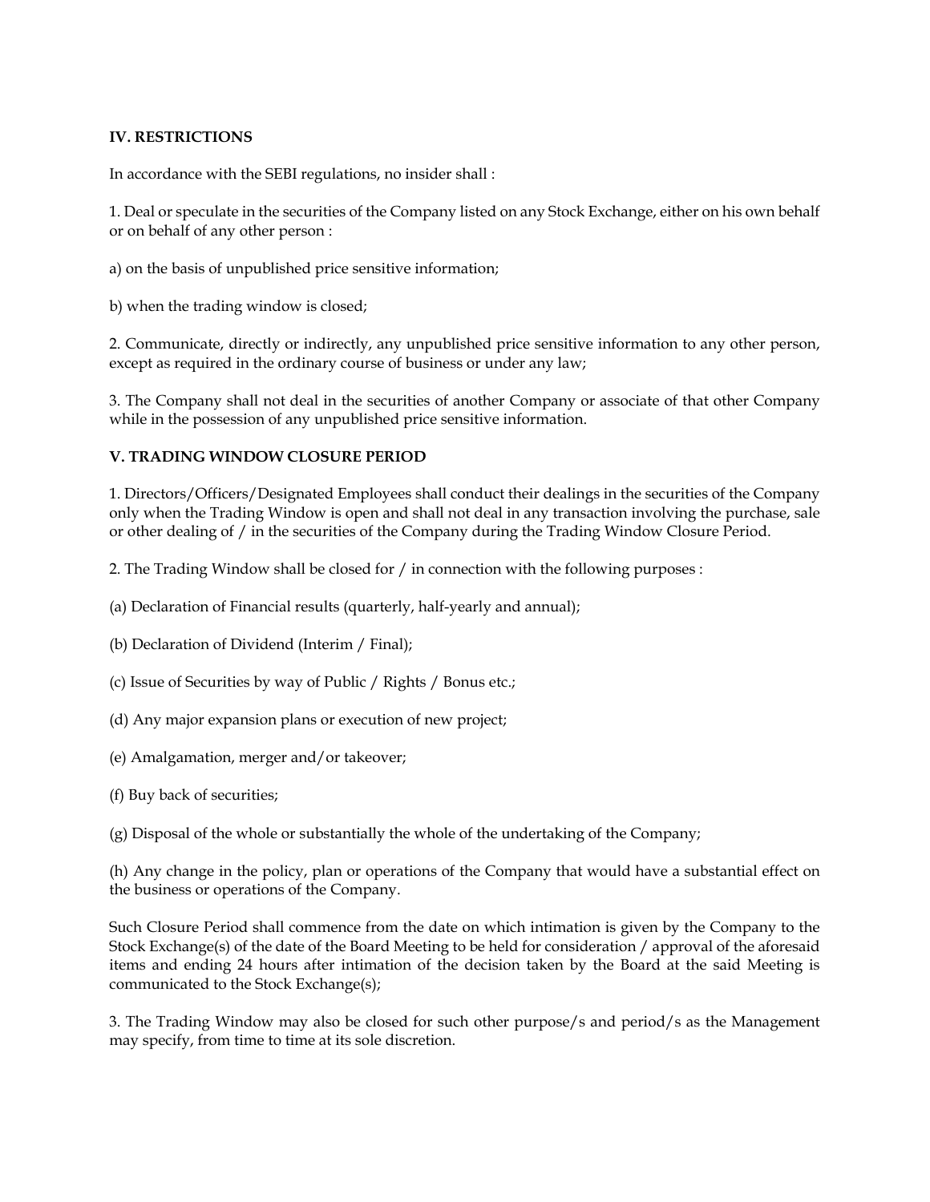## IV. RESTRICTIONS

In accordance with the SEBI regulations, no insider shall :

1. Deal or speculate in the securities of the Company listed on any Stock Exchange, either on his own behalf or on behalf of any other person :

a) on the basis of unpublished price sensitive information;

b) when the trading window is closed;

2. Communicate, directly or indirectly, any unpublished price sensitive information to any other person, except as required in the ordinary course of business or under any law;

3. The Company shall not deal in the securities of another Company or associate of that other Company while in the possession of any unpublished price sensitive information.

## V. TRADING WINDOW CLOSURE PERIOD

1. Directors/Officers/Designated Employees shall conduct their dealings in the securities of the Company only when the Trading Window is open and shall not deal in any transaction involving the purchase, sale or other dealing of / in the securities of the Company during the Trading Window Closure Period.

2. The Trading Window shall be closed for / in connection with the following purposes :

(a) Declaration of Financial results (quarterly, half-yearly and annual);

(b) Declaration of Dividend (Interim / Final);

(c) Issue of Securities by way of Public / Rights / Bonus etc.;

(d) Any major expansion plans or execution of new project;

(e) Amalgamation, merger and/or takeover;

(f) Buy back of securities;

(g) Disposal of the whole or substantially the whole of the undertaking of the Company;

(h) Any change in the policy, plan or operations of the Company that would have a substantial effect on the business or operations of the Company.

Such Closure Period shall commence from the date on which intimation is given by the Company to the Stock Exchange(s) of the date of the Board Meeting to be held for consideration / approval of the aforesaid items and ending 24 hours after intimation of the decision taken by the Board at the said Meeting is communicated to the Stock Exchange(s);

3. The Trading Window may also be closed for such other purpose/s and period/s as the Management may specify, from time to time at its sole discretion.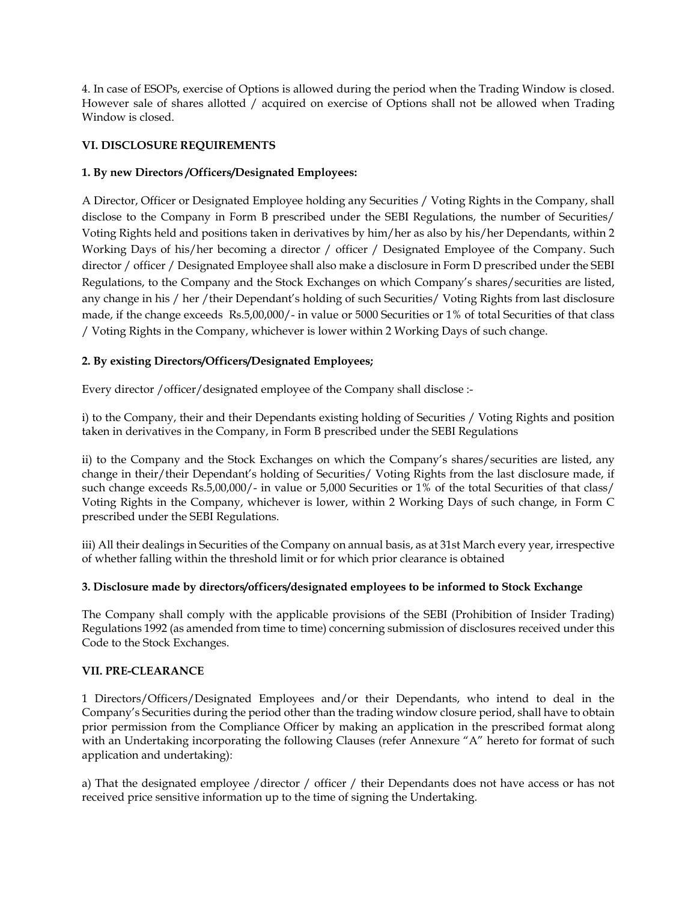4. In case of ESOPs, exercise of Options is allowed during the period when the Trading Window is closed. However sale of shares allotted / acquired on exercise of Options shall not be allowed when Trading Window is closed.

## VI. DISCLOSURE REQUIREMENTS

### 1. By new Directors /Officers/Designated Employees:

A Director, Officer or Designated Employee holding any Securities / Voting Rights in the Company, shall disclose to the Company in Form B prescribed under the SEBI Regulations, the number of Securities/ Voting Rights held and positions taken in derivatives by him/her as also by his/her Dependants, within 2 Working Days of his/her becoming a director / officer / Designated Employee of the Company. Such director / officer / Designated Employee shall also make a disclosure in Form D prescribed under the SEBI Regulations, to the Company and the Stock Exchanges on which Company's shares/securities are listed, any change in his / her /their Dependant's holding of such Securities/ Voting Rights from last disclosure made, if the change exceeds Rs.5,00,000/- in value or 5000 Securities or 1% of total Securities of that class / Voting Rights in the Company, whichever is lower within 2 Working Days of such change.

### 2. By existing Directors/Officers/Designated Employees;

Every director /officer/designated employee of the Company shall disclose :-

i) to the Company, their and their Dependants existing holding of Securities / Voting Rights and position taken in derivatives in the Company, in Form B prescribed under the SEBI Regulations

ii) to the Company and the Stock Exchanges on which the Company's shares/securities are listed, any change in their/their Dependant's holding of Securities/ Voting Rights from the last disclosure made, if such change exceeds Rs.5,00,000/- in value or 5,000 Securities or 1% of the total Securities of that class/ Voting Rights in the Company, whichever is lower, within 2 Working Days of such change, in Form C prescribed under the SEBI Regulations.

iii) All their dealings in Securities of the Company on annual basis, as at 31st March every year, irrespective of whether falling within the threshold limit or for which prior clearance is obtained

### 3. Disclosure made by directors/officers/designated employees to be informed to Stock Exchange

The Company shall comply with the applicable provisions of the SEBI (Prohibition of Insider Trading) Regulations 1992 (as amended from time to time) concerning submission of disclosures received under this Code to the Stock Exchanges.

## VII. PRE-CLEARANCE

1 Directors/Officers/Designated Employees and/or their Dependants, who intend to deal in the Company's Securities during the period other than the trading window closure period, shall have to obtain prior permission from the Compliance Officer by making an application in the prescribed format along with an Undertaking incorporating the following Clauses (refer Annexure "A" hereto for format of such application and undertaking):

a) That the designated employee /director / officer / their Dependants does not have access or has not received price sensitive information up to the time of signing the Undertaking.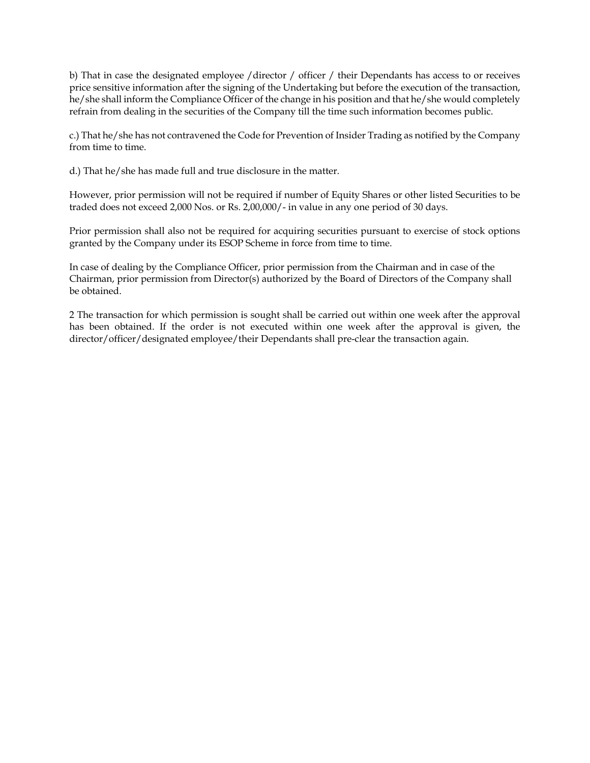b) That in case the designated employee /director / officer / their Dependants has access to or receives price sensitive information after the signing of the Undertaking but before the execution of the transaction, he/she shall inform the Compliance Officer of the change in his position and that he/she would completely refrain from dealing in the securities of the Company till the time such information becomes public.

c.) That he/she has not contravened the Code for Prevention of Insider Trading as notified by the Company from time to time.

d.) That he/she has made full and true disclosure in the matter.

However, prior permission will not be required if number of Equity Shares or other listed Securities to be traded does not exceed 2,000 Nos. or Rs. 2,00,000/- in value in any one period of 30 days.

Prior permission shall also not be required for acquiring securities pursuant to exercise of stock options granted by the Company under its ESOP Scheme in force from time to time.

In case of dealing by the Compliance Officer, prior permission from the Chairman and in case of the Chairman, prior permission from Director(s) authorized by the Board of Directors of the Company shall be obtained.

2 The transaction for which permission is sought shall be carried out within one week after the approval has been obtained. If the order is not executed within one week after the approval is given, the director/officer/designated employee/their Dependants shall pre-clear the transaction again.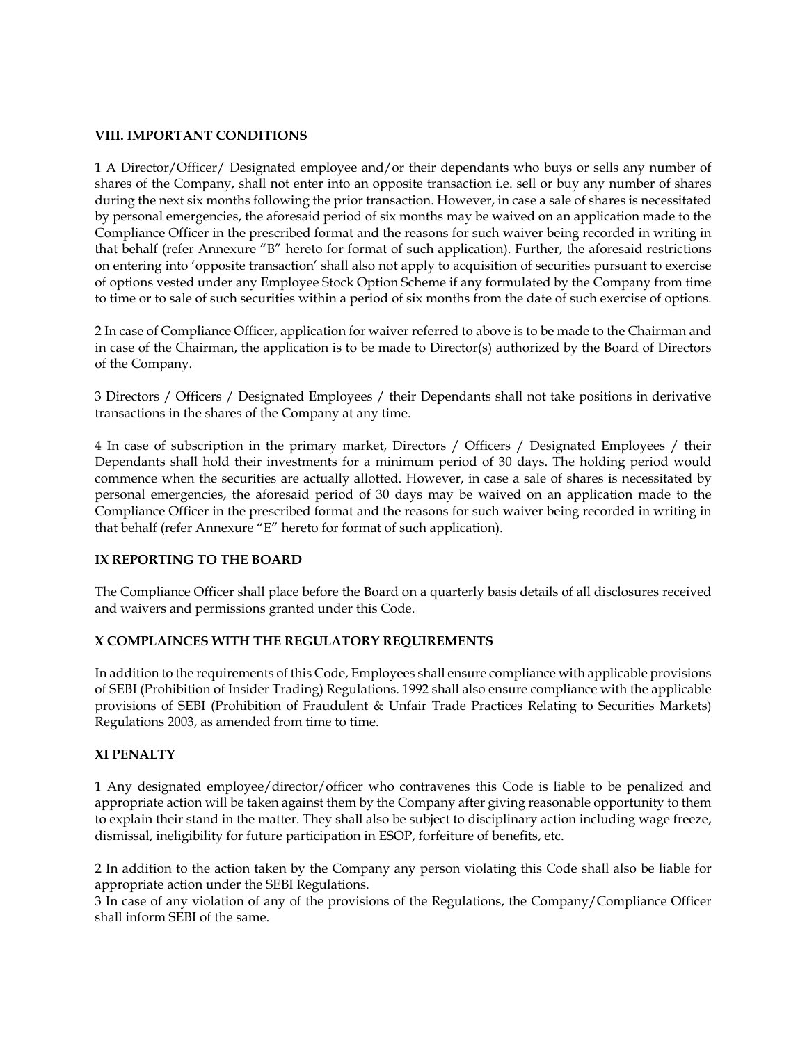**VIII. IMPORTANT CONDITIONS**

1 A Director/Officer/ Designated employee and/or their dependants who buys or sells any number of shares of the Company, shall not enter into an opposite transaction i.e. sell or buy any number of shares during the next six months following the prior transaction. However, in case a sale of shares is necessitated by personal emergencies, the aforesaid period of six months may be waived on an application made to the Compliance Officer in the prescribed format and the reasons for such waiver being recorded in writing in that behalf (refer Annexure "B" hereto for format of such application). Further, the aforesaid restrictions on entering into 'opposite transaction' shall also not apply to acquisition of securities pursuant to exercise of options vested under any Employee Stock Option Scheme if any formulated by the Company from time to time or to sale of such securities within a period of six months from the date of such exercise of options.

2 In case of Compliance Officer, application for waiver referred to above is to be made to the Chairman and in case of the Chairman, the application is to be made to Director(s) authorized by the Board of Directors of the Company.

3 Directors / Officers / Designated Employees / their Dependants shall not take positions in derivative transactions in the shares of the Company at any time.

4 In case of subscription in the primary market, Directors / Officers / Designated Employees / their Dependants shall hold their investments for a minimum period of 30 days. The holding period would commence when the securities are actually allotted. However, in case a sale of shares is necessitated by personal emergencies, the aforesaid period of 30 days may be waived on an application made to the Compliance Officer in the prescribed format and the reasons for such waiver being recorded in writing in that behalf (refer Annexure "E" hereto for format of such application).

**IX REPORTING TO THE BOARD**

The Compliance Officer shall place before the Board on a quarterly basis details of all disclosures received and waivers and permissions granted under this Code.

**X COMPLAINCES WITH THE REGULATORY REQUIREMENTS**

In addition to the requirements of this Code, Employees shall ensure compliance with applicable provisions of SEBI (Prohibition of Insider Trading) Regulations. 1992 shall also ensure compliance with the applicable provisions of SEBI (Prohibition of Fraudulent & Unfair Trade Practices Relating to Securities Markets) Regulations 2003, as amended from time to time.

**XI PENALTY**

1 Any designated employee/director/officer who contravenes this Code is liable to be penalized and appropriate action will be taken against them by the Company after giving reasonable opportunity to them to explain their stand in the matter. They shall also be subject to disciplinary action including wage freeze, dismissal, ineligibility for future participation in ESOP, forfeiture of benefits, etc.

2 In addition to the action taken by the Company any person violating this Code shall also be liable for appropriate action under the SEBI Regulations.

3 In case of any violation of any of the provisions of the Regulations, the Company/Compliance Officer shall inform SEBI of the same.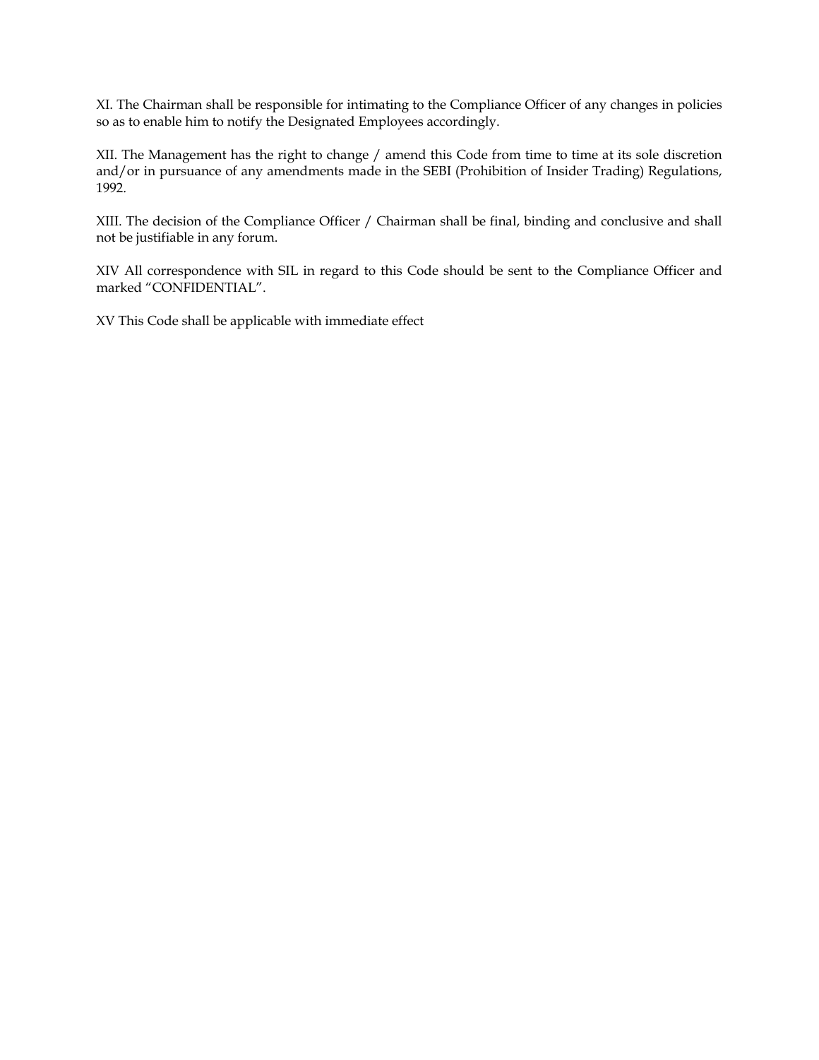XI. The Chairman shall be responsible for intimating to the Compliance Officer of any changes in policies so as to enable him to notify the Designated Employees accordingly.

XII. The Management has the right to change / amend this Code from time to time at its sole discretion and/or in pursuance of any amendments made in the SEBI (Prohibition of Insider Trading) Regulations, 1992.

XIII. The decision of the Compliance Officer / Chairman shall be final, binding and conclusive and shall not be justifiable in any forum.

XIV All correspondence with SIL in regard to this Code should be sent to the Compliance Officer and marked "CONFIDENTIAL".

XV This Code shall be applicable with immediate effect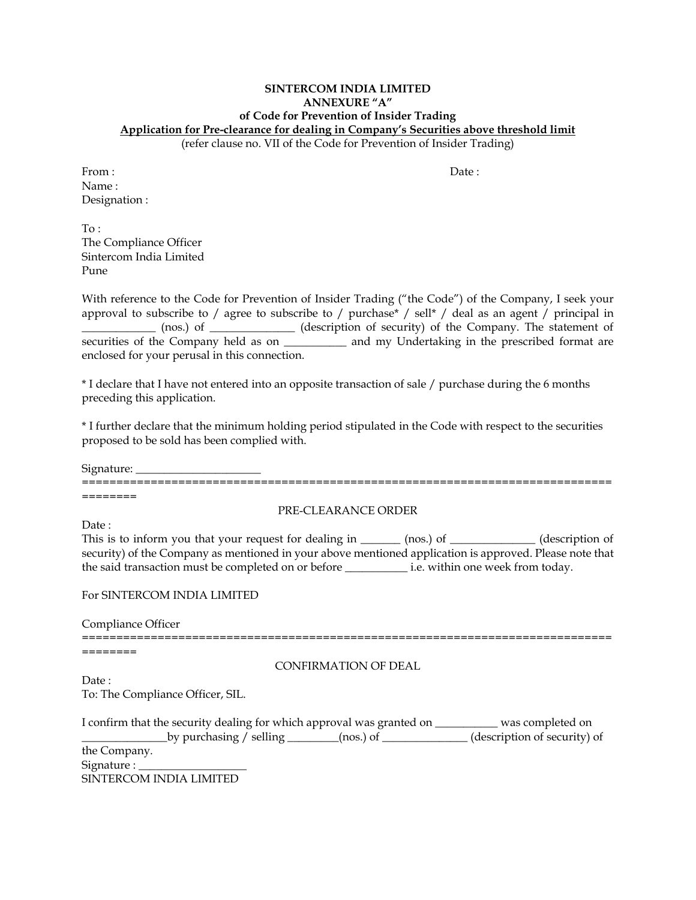**SINTERCOM INDIA LIMITED**
**ANNEXURE "A"**
**of Code for Prevention of Insider Trading**
**Application for Pre-clearance for dealing in Company's Securities above threshold limit**
(refer clause no. VII of the Code for Prevention of Insider Trading)

From :                                                                 Date :
Name :
Designation :

To :
The Compliance Officer
Sintercom India Limited
Pune

With reference to the Code for Prevention of Insider Trading ("the Code") of the Company, I seek your approval to subscribe to / agree to subscribe to / purchase* / sell* / deal as an agent / principal in _____________ (nos.) of _______________ (description of security) of the Company. The statement of securities of the Company held as on ___________ and my Undertaking in the prescribed format are enclosed for your perusal in this connection.

* I declare that I have not entered into an opposite transaction of sale / purchase during the 6 months preceding this application.

* I further declare that the minimum holding period stipulated in the Code with respect to the securities proposed to be sold has been complied with.

Signature: ______________________

========================================================================================

PRE-CLEARANCE ORDER

Date :
This is to inform you that your request for dealing in _______ (nos.) of _______________ (description of security) of the Company as mentioned in your above mentioned application is approved. Please note that the said transaction must be completed on or before ___________ i.e. within one week from today.

For SINTERCOM INDIA LIMITED

Compliance Officer

========================================================================================

CONFIRMATION OF DEAL

Date :
To: The Compliance Officer, SIL.

I confirm that the security dealing for which approval was granted on ___________ was completed on _______________by purchasing / selling _________(nos.) of _______________ (description of security) of the Company.
Signature : ___________________
SINTERCOM INDIA LIMITED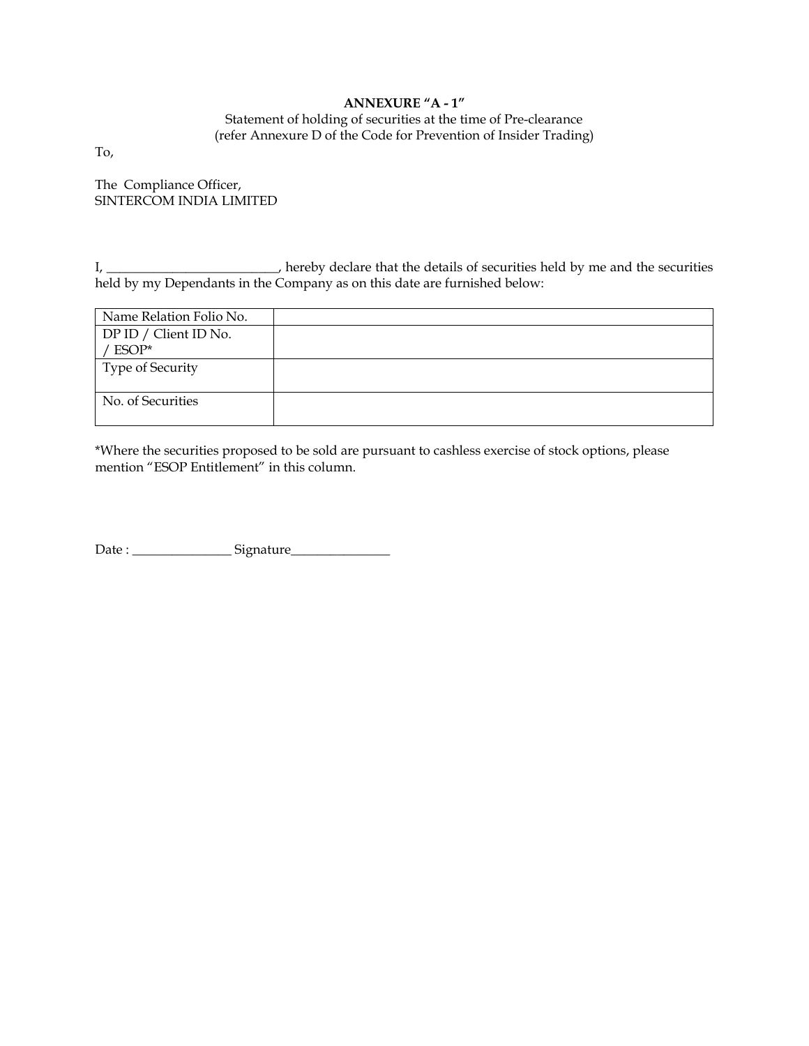**ANNEXURE "A - 1"**

Statement of holding of securities at the time of Pre-clearance
(refer Annexure D of the Code for Prevention of Insider Trading)

To,

The Compliance Officer,
SINTERCOM INDIA LIMITED

I, __________________________, hereby declare that the details of securities held by me and the securities held by my Dependants in the Company as on this date are furnished below:

| Name Relation Folio No. | |
|---|---|
| DP ID / Client ID No. / ESOP* | |
| Type of Security | |
| No. of Securities | |

*Where the securities proposed to be sold are pursuant to cashless exercise of stock options, please mention "ESOP Entitlement" in this column.

Date : _______________ Signature_______________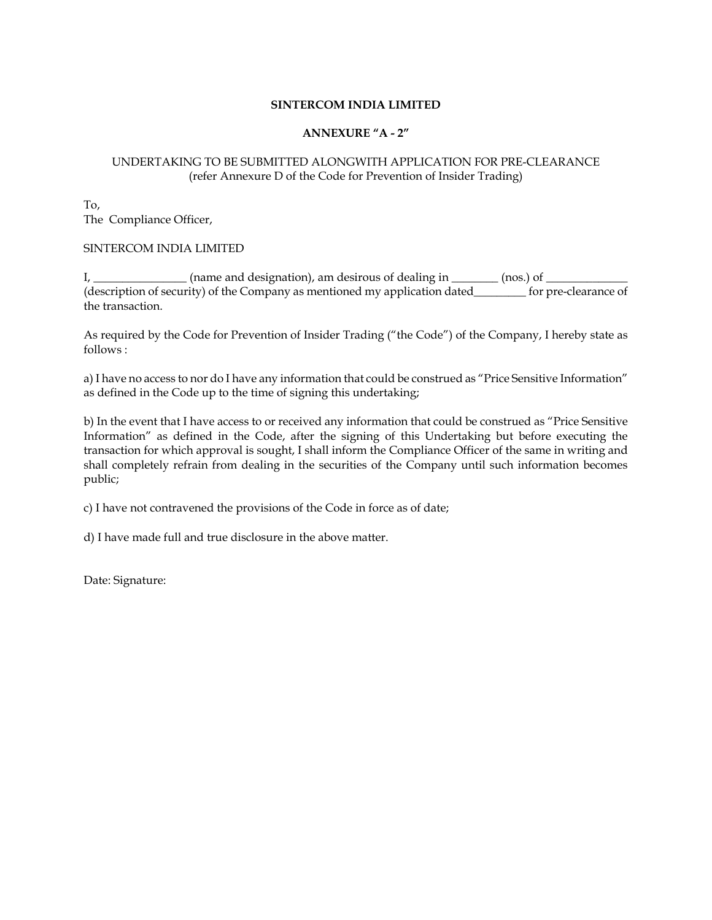**SINTERCOM INDIA LIMITED**

**ANNEXURE "A - 2"**

UNDERTAKING TO BE SUBMITTED ALONGWITH APPLICATION FOR PRE-CLEARANCE
(refer Annexure D of the Code for Prevention of Insider Trading)

To,
The Compliance Officer,

SINTERCOM INDIA LIMITED

I, _______________ (name and designation), am desirous of dealing in ________ (nos.) of ______________ (description of security) of the Company as mentioned my application dated_________ for pre-clearance of the transaction.

As required by the Code for Prevention of Insider Trading ("the Code") of the Company, I hereby state as follows :

a) I have no access to nor do I have any information that could be construed as "Price Sensitive Information" as defined in the Code up to the time of signing this undertaking;

b) In the event that I have access to or received any information that could be construed as "Price Sensitive Information" as defined in the Code, after the signing of this Undertaking but before executing the transaction for which approval is sought, I shall inform the Compliance Officer of the same in writing and shall completely refrain from dealing in the securities of the Company until such information becomes public;

c) I have not contravened the provisions of the Code in force as of date;

d) I have made full and true disclosure in the above matter.

Date: Signature: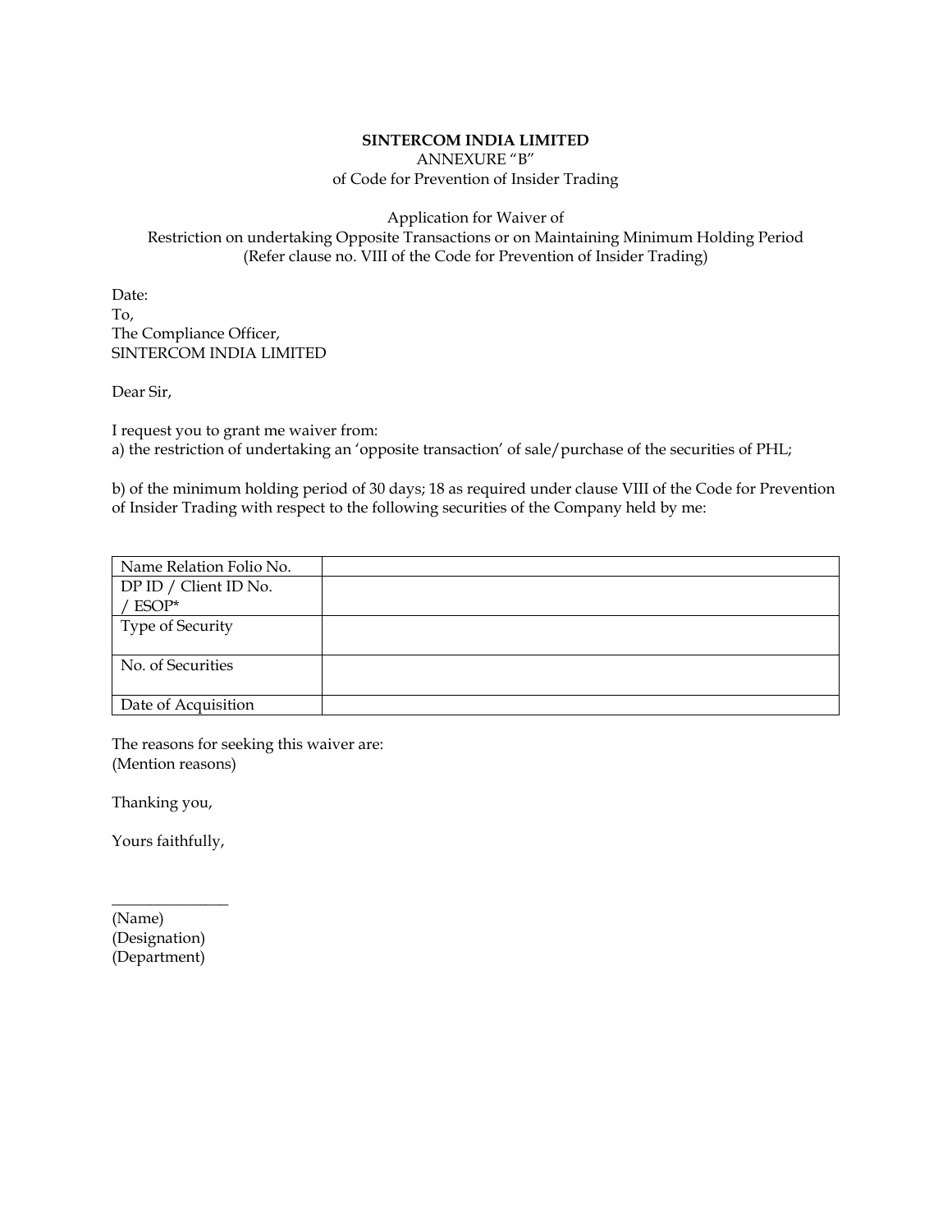**SINTERCOM INDIA LIMITED**

ANNEXURE “B”

of Code for Prevention of Insider Trading

Application for Waiver of

Restriction on undertaking Opposite Transactions or on Maintaining Minimum Holding Period

(Refer clause no. VIII of the Code for Prevention of Insider Trading)

Date:

To,

The Compliance Officer,

SINTERCOM INDIA LIMITED

Dear Sir,

I request you to grant me waiver from:

a) the restriction of undertaking an ‘opposite transaction’ of sale/purchase of the securities of PHL;

b) of the minimum holding period of 30 days; 18 as required under clause VIII of the Code for Prevention of Insider Trading with respect to the following securities of the Company held by me:

| | |
|---|---|
| Name Relation Folio No. | |
| DP ID / Client ID No. / ESOP* | |
| Type of Security | |
| No. of Securities | |
| Date of Acquisition | |

The reasons for seeking this waiver are:

(Mention reasons)

Thanking you,

Yours faithfully,

_______________

(Name)

(Designation)

(Department)